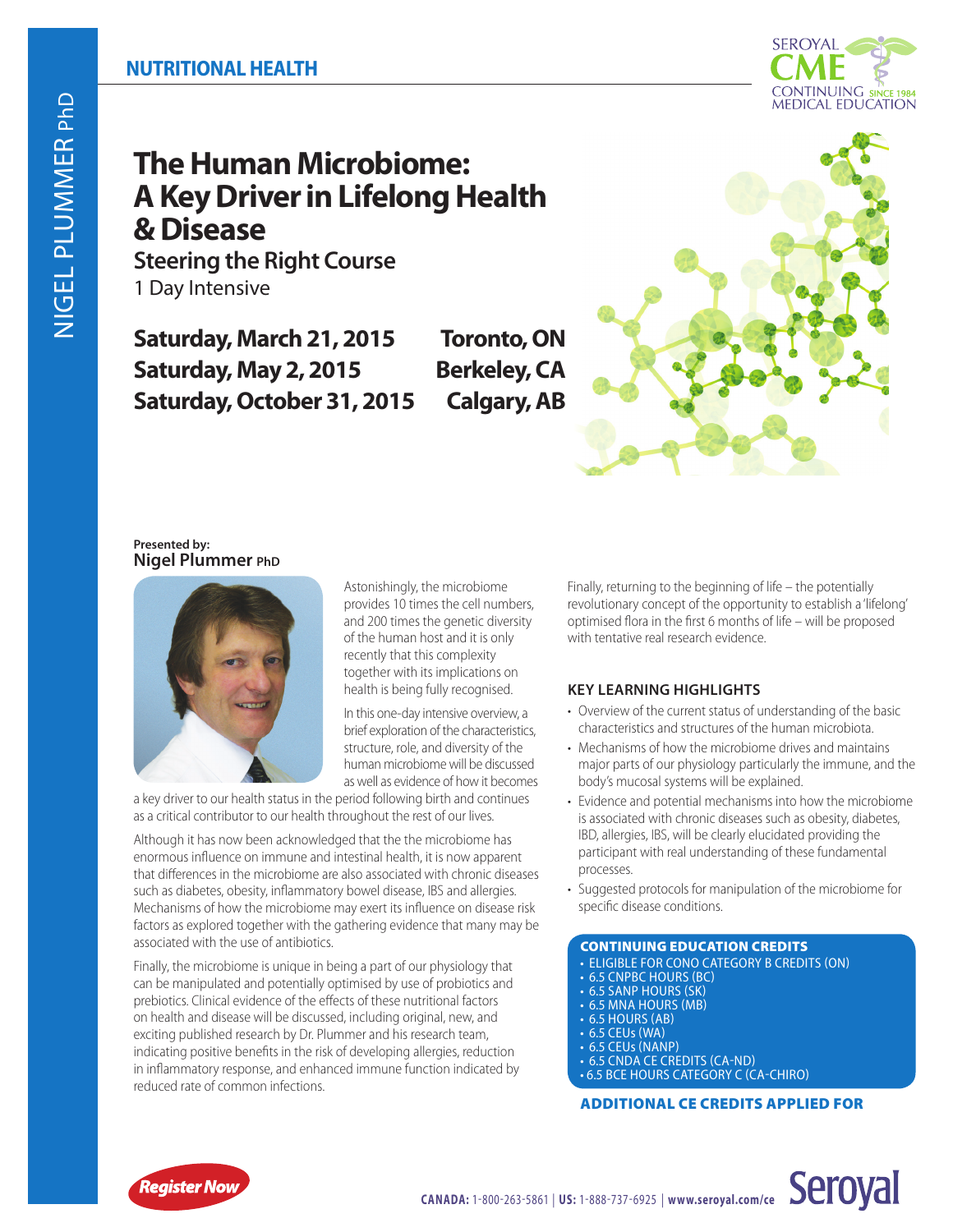NIGEL PLUMMER PhD

NUTRITIONAL HEALTH

SEROYAL CME CONTINUING MEDICAL EDUCATION SINCE 1984

# The Human Microbiome: A Key Driver in Lifelong Health & Disease

## Steering the Right Course

1 Day Intensive

**Saturday, March 21, 2015 — Toronto, ON**
**Saturday, May 2, 2015 — Berkeley, CA**
**Saturday, October 31, 2015 — Calgary, AB**

**Presented by:**
**Nigel Plummer PhD**

Astonishingly, the microbiome provides 10 times the cell numbers, and 200 times the genetic diversity of the human host and it is only recently that this complexity together with its implications on health is being fully recognised.

In this one-day intensive overview, a brief exploration of the characteristics, structure, role, and diversity of the human microbiome will be discussed as well as evidence of how it becomes a key driver to our health status in the period following birth and continues as a critical contributor to our health throughout the rest of our lives.

Although it has now been acknowledged that the the microbiome has enormous influence on immune and intestinal health, it is now apparent that differences in the microbiome are also associated with chronic diseases such as diabetes, obesity, inflammatory bowel disease, IBS and allergies. Mechanisms of how the microbiome may exert its influence on disease risk factors as explored together with the gathering evidence that many may be associated with the use of antibiotics.

Finally, the microbiome is unique in being a part of our physiology that can be manipulated and potentially optimised by use of probiotics and prebiotics. Clinical evidence of the effects of these nutritional factors on health and disease will be discussed, including original, new, and exciting published research by Dr. Plummer and his research team, indicating positive benefits in the risk of developing allergies, reduction in inflammatory response, and enhanced immune function indicated by reduced rate of common infections.

Finally, returning to the beginning of life – the potentially revolutionary concept of the opportunity to establish a 'lifelong' optimised flora in the first 6 months of life – will be proposed with tentative real research evidence.

### KEY LEARNING HIGHLIGHTS

- Overview of the current status of understanding of the basic characteristics and structures of the human microbiota.
- Mechanisms of how the microbiome drives and maintains major parts of our physiology particularly the immune, and the body's mucosal systems will be explained.
- Evidence and potential mechanisms into how the microbiome is associated with chronic diseases such as obesity, diabetes, IBD, allergies, IBS, will be clearly elucidated providing the participant with real understanding of these fundamental processes.
- Suggested protocols for manipulation of the microbiome for specific disease conditions.

### CONTINUING EDUCATION CREDITS

- ELIGIBLE FOR CONO CATEGORY B CREDITS (ON)
- 6.5 CNPBC HOURS (BC)
- 6.5 SANP HOURS (SK)
- 6.5 MNA HOURS (MB)
- 6.5 HOURS (AB)
- 6.5 CEUs (WA)
- 6.5 CEUs (NANP)
- 6.5 CNDA CE CREDITS (CA-ND)
- 6.5 BCE HOURS CATEGORY C (CA-CHIRO)

**ADDITIONAL CE CREDITS APPLIED FOR**

Register Now

**CANADA:** 1-800-263-5861 | **US:** 1-888-737-6925 | **www.seroyal.com/ce** Seroyal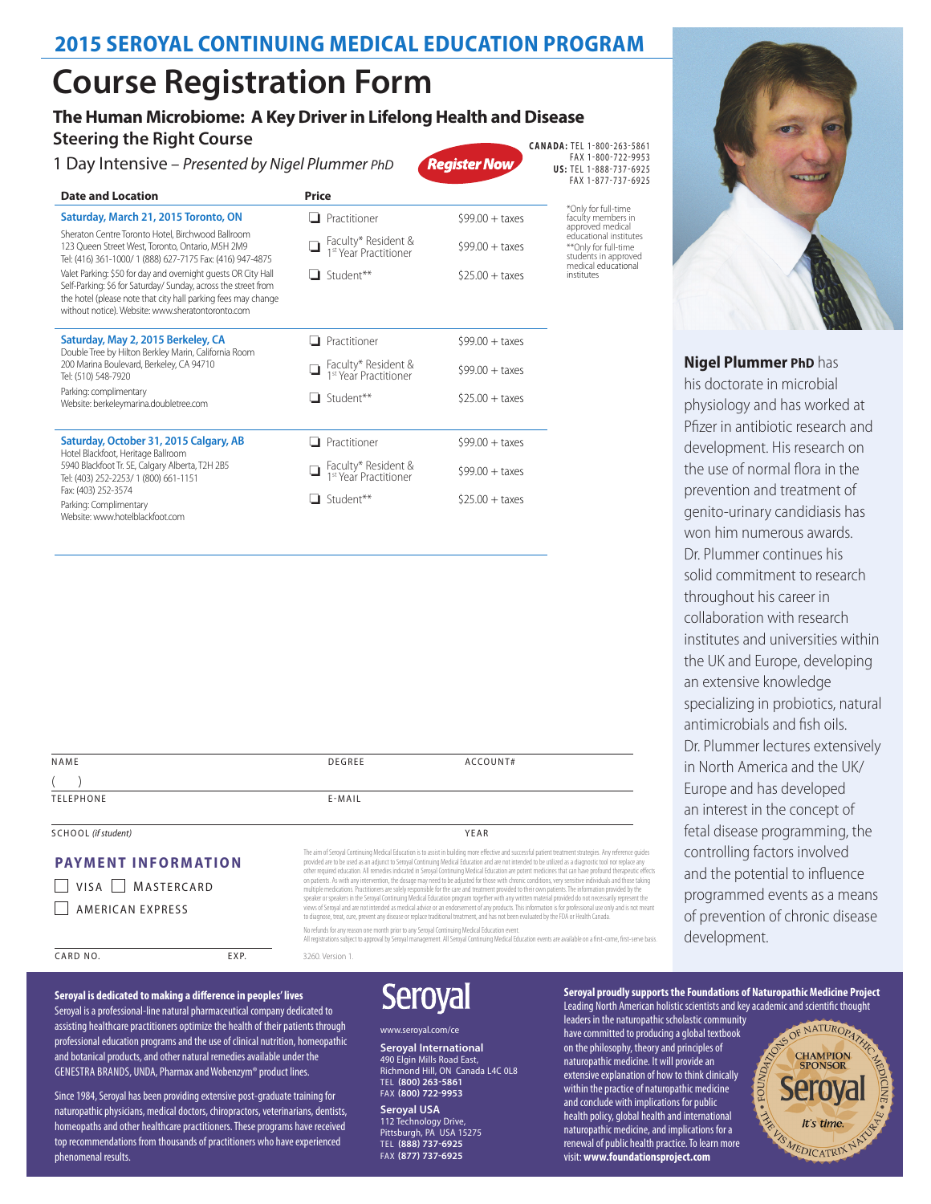## 2015 SEROYAL CONTINUING MEDICAL EDUCATION PROGRAM

# Course Registration Form

### The Human Microbiome: A Key Driver in Lifelong Health and Disease

### Steering the Right Course

1 Day Intensive – *Presented by Nigel Plummer PhD*

**Register Now**

**CANADA:** TEL 1-800-263-5861
FAX 1-800-722-9953
**US:** TEL 1-888-737-6925
FAX 1-877-737-6925

| Date and Location | Price | |
|---|---|---|
| **Saturday, March 21, 2015 Toronto, ON**<br>Sheraton Centre Toronto Hotel, Birchwood Ballroom<br>123 Queen Street West, Toronto, Ontario, M5H 2M9<br>Tel: (416) 361-1000/ 1 (888) 627-7175 Fax: (416) 947-4875<br>Valet Parking: $50 for day and overnight guests OR City Hall Self-Parking: $6 for Saturday/ Sunday, across the street from the hotel (please note that city hall parking fees may change without notice). Website: www.sheratontoronto.com | ❑ Practitioner<br>❑ Faculty* Resident & 1st Year Practitioner<br>❑ Student** | $99.00 + taxes<br>$99.00 + taxes<br>$25.00 + taxes |
| **Saturday, May 2, 2015 Berkeley, CA**<br>Double Tree by Hilton Berkley Marin, California Room<br>200 Marina Boulevard, Berkeley, CA 94710<br>Tel: (510) 548-7920<br>Parking: complimentary<br>Website: berkeleymarina.doubletree.com | ❑ Practitioner<br>❑ Faculty* Resident & 1st Year Practitioner<br>❑ Student** | $99.00 + taxes<br>$99.00 + taxes<br>$25.00 + taxes |
| **Saturday, October 31, 2015 Calgary, AB**<br>Hotel Blackfoot, Heritage Ballroom<br>5940 Blackfoot Tr. SE, Calgary Alberta, T2H 2B5<br>Tel: (403) 252-2253/ 1 (800) 661-1151<br>Fax: (403) 252-3574<br>Parking: Complimentary<br>Website: www.hotelblackfoot.com | ❑ Practitioner<br>❑ Faculty* Resident & 1st Year Practitioner<br>❑ Student** | $99.00 + taxes<br>$99.00 + taxes<br>$25.00 + taxes |

*Only for full-time faculty members in approved medical educational institutes
**Only for full-time students in approved medical educational institutes

**Nigel Plummer PhD** has his doctorate in microbial physiology and has worked at Pfizer in antibiotic research and development. His research on the use of normal flora in the prevention and treatment of genito-urinary candidiasis has won him numerous awards. Dr. Plummer continues his solid commitment to research throughout his career in collaboration with research institutes and universities within the UK and Europe, developing an extensive knowledge specializing in probiotics, natural antimicrobials and fish oils. Dr. Plummer lectures extensively in North America and the UK/ Europe and has developed an interest in the concept of fetal disease programming, the controlling factors involved and the potential to influence programmed events as a means of prevention of chronic disease development.

NAME DEGREE ACCOUNT#

( )
TELEPHONE E-MAIL

SCHOOL *(if student)* YEAR

### PAYMENT INFORMATION

☐ VISA ☐ MASTERCARD

☐ AMERICAN EXPRESS

CARD NO. EXP.

The aim of Seroyal Continuing Medical Education is to assist in building more effective and successful patient treatment strategies. Any reference guides provided are to be used as an adjunct to Seroyal Continuing Medical Education and are not intended to be utilized as a diagnostic tool nor replace any other required education. All remedies indicated in Seroyal Continuing Medical Education are potent medicines that can have profound therapeutic effects on patients. As with any intervention, the dosage may need to be adjusted for those with chronic conditions, very sensitive individuals and those taking multiple medications. Practitioners are solely responsible for the care and treatment provided to their own patients. The information provided by the speaker or speakers in the Seroyal Continuing Medical Education program together with any written material provided do not necessarily represent the views of Seroyal and are not intended as medical advice or an endorsement of any products. This information is for professional use only and is not meant to diagnose, treat, cure, prevent any disease or replace traditional treatment, and has not been evaluated by the FDA or Health Canada.

No refunds for any reason one month prior to any Seroyal Continuing Medical Education event.
All registrations subject to approval by Seroyal management. All Seroyal Continuing Medical Education events are available on a first-come, first-serve basis.

3260. Version 1.

**Seroyal is dedicated to making a difference in peoples' lives**
Seroyal is a professional-line natural pharmaceutical company dedicated to assisting healthcare practitioners optimize the health of their patients through professional education programs and the use of clinical nutrition, homeopathic and botanical products, and other natural remedies available under the GENESTRA BRANDS, UNDA, Pharmax and Wobenzym® product lines.

Since 1984, Seroyal has been providing extensive post-graduate training for naturopathic physicians, medical doctors, chiropractors, veterinarians, dentists, homeopaths and other healthcare practitioners. These programs have received top recommendations from thousands of practitioners who have experienced phenomenal results.

**Seroyal**

www.seroyal.com/ce

**Seroyal International**
490 Elgin Mills Road East,
Richmond Hill, ON Canada L4C 0L8
TEL **(800) 263-5861**
FAX **(800) 722-9953**

**Seroyal USA**
112 Technology Drive,
Pittsburgh, PA USA 15275
TEL **(888) 737-6925**
FAX **(877) 737-6925**

**Seroyal proudly supports the Foundations of Naturopathic Medicine Project**
Leading North American holistic scientists and key academic and scientific thought leaders in the naturopathic scholastic community have committed to producing a global textbook on the philosophy, theory and principles of naturopathic medicine. It will provide an extensive explanation of how to think clinically within the practice of naturopathic medicine and conclude with implications for public health policy, global health and international naturopathic medicine, and implications for a renewal of public health practice. To learn more visit: **www.foundationsproject.com**

FOUNDATIONS OF NATUROPATHIC MEDICINE • THE VIS MEDICATRIX NATURAE • CHAMPION SPONSOR Seroyal It's time.